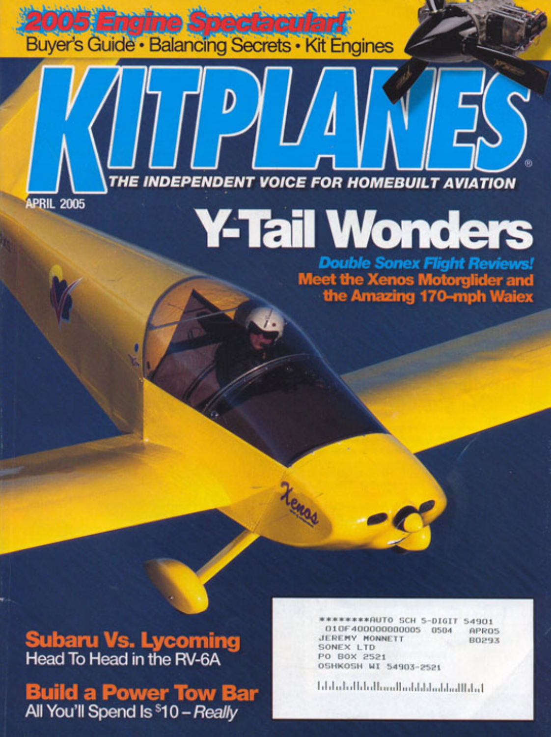# 2005 Engine Spectacular!

Buyer's Guide • Balancing Secrets • Kit Engines

# KITPLANES

THE INDEPENDENT VOICE FOR HOMEBUILT AVIATION

APRIL 2005

## Y-Tail Wonders

*Double Sonex Flight Reviews!*

Meet the Xenos Motorglider and the Amazing 170-mph Waiex

## Subaru Vs. Lycoming

Head To Head in the RV-6A

## Build a Power Tow Bar

All You'll Spend Is $10 – *Really*

```
*********AUTO SCH 5-DIGIT 54901
010F400000000005  0504    APR05
JEREMY MONNETT            B0293
SONEX LTD
PO BOX 2521
OSHKOSH WI 54903-2521
```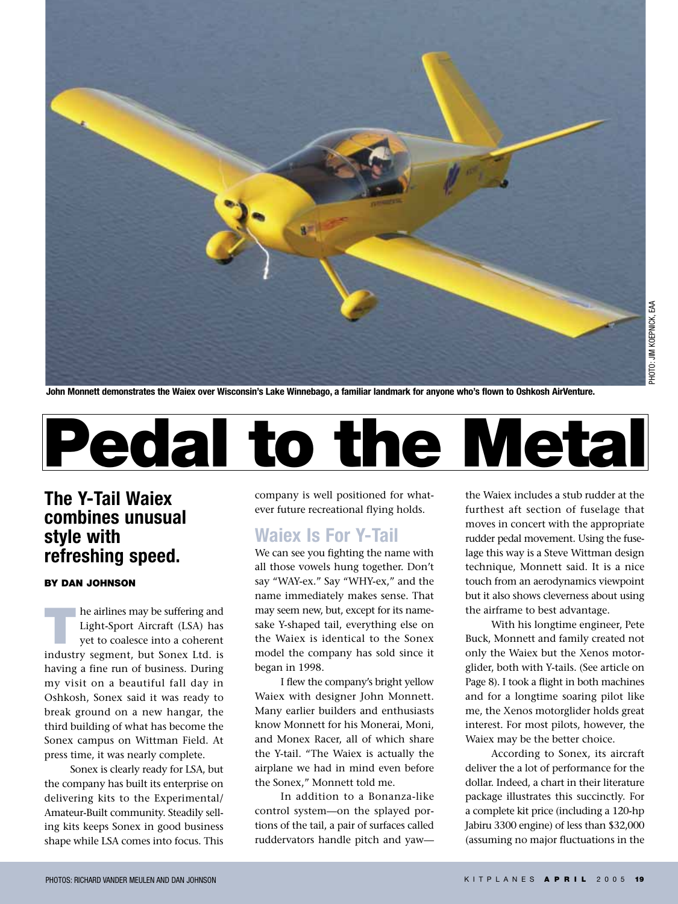John Monnett demonstrates the Waiex over Wisconsin's Lake Winnebago, a familiar landmark for anyone who's flown to Oshkosh AirVenture.

PHOTO: JIM KOEPNICK, EAA

# Pedal to the Metal

## The Y-Tail Waiex combines unusual style with refreshing speed.

**BY DAN JOHNSON**

The airlines may be suffering and Light-Sport Aircraft (LSA) has yet to coalesce into a coherent industry segment, but Sonex Ltd. is having a fine run of business. During my visit on a beautiful fall day in Oshkosh, Sonex said it was ready to break ground on a new hangar, the third building of what has become the Sonex campus on Wittman Field. At press time, it was nearly complete.

Sonex is clearly ready for LSA, but the company has built its enterprise on delivering kits to the Experimental/Amateur-Built community. Steadily selling kits keeps Sonex in good business shape while LSA comes into focus. This company is well positioned for whatever future recreational flying holds.

## Waiex Is For Y-Tail

We can see you fighting the name with all those vowels hung together. Don't say "WAY-ex." Say "WHY-ex," and the name immediately makes sense. That may seem new, but, except for its namesake Y-shaped tail, everything else on the Waiex is identical to the Sonex model the company has sold since it began in 1998.

I flew the company's bright yellow Waiex with designer John Monnett. Many earlier builders and enthusiasts know Monnett for his Monerai, Moni, and Monex Racer, all of which share the Y-tail. "The Waiex is actually the airplane we had in mind even before the Sonex," Monnett told me.

In addition to a Bonanza-like control system—on the splayed portions of the tail, a pair of surfaces called ruddervators handle pitch and yaw—the Waiex includes a stub rudder at the furthest aft section of fuselage that moves in concert with the appropriate rudder pedal movement. Using the fuselage this way is a Steve Wittman design technique, Monnett said. It is a nice touch from an aerodynamics viewpoint but it also shows cleverness about using the airframe to best advantage.

With his longtime engineer, Pete Buck, Monnett and family created not only the Waiex but the Xenos motorglider, both with Y-tails. (See article on Page 8). I took a flight in both machines and for a longtime soaring pilot like me, the Xenos motorglider holds great interest. For most pilots, however, the Waiex may be the better choice.

According to Sonex, its aircraft deliver the a lot of performance for the dollar. Indeed, a chart in their literature package illustrates this succinctly. For a complete kit price (including a 120-hp Jabiru 3300 engine) of less than $32,000 (assuming no major fluctuations in the

PHOTOS: RICHARD VANDER MEULEN AND DAN JOHNSON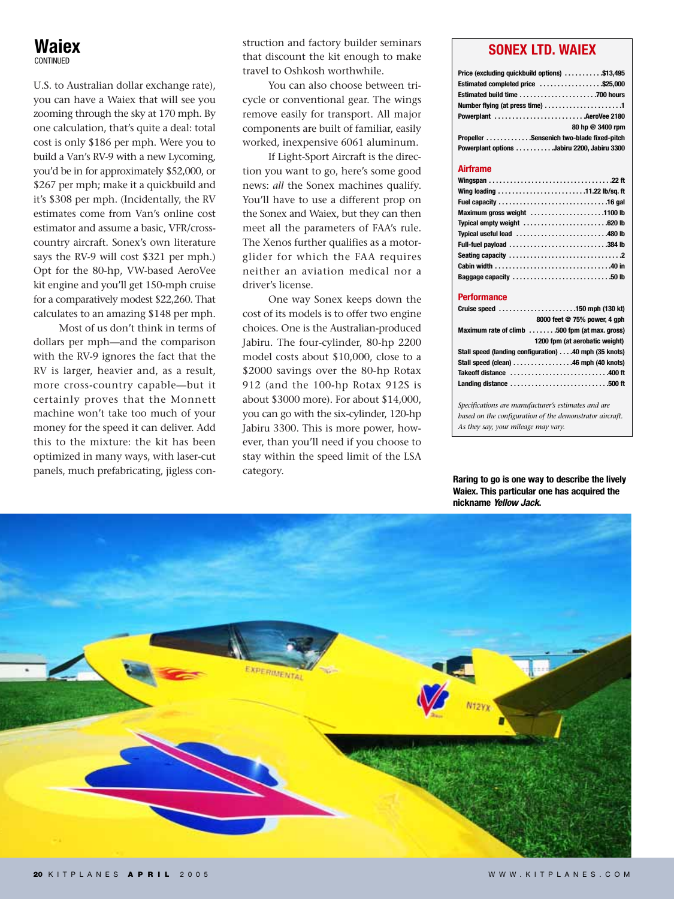## Waiex

CONTINUED

U.S. to Australian dollar exchange rate), you can have a Waiex that will see you zooming through the sky at 170 mph. By one calculation, that's quite a deal: total cost is only $186 per mph. Were you to build a Van's RV-9 with a new Lycoming, you'd be in for approximately $52,000, or $267 per mph; make it a quickbuild and it's $308 per mph. (Incidentally, the RV estimates come from Van's online cost estimator and assume a basic, VFR/cross-country aircraft. Sonex's own literature says the RV-9 will cost $321 per mph.) Opt for the 80-hp, VW-based AeroVee kit engine and you'll get 150-mph cruise for a comparatively modest $22,260. That calculates to an amazing $148 per mph.

Most of us don't think in terms of dollars per mph—and the comparison with the RV-9 ignores the fact that the RV is larger, heavier and, as a result, more cross-country capable—but it certainly proves that the Monnett machine won't take too much of your money for the speed it can deliver. Add this to the mixture: the kit has been optimized in many ways, with laser-cut panels, much prefabricating, jigless construction and factory builder seminars that discount the kit enough to make travel to Oshkosh worthwhile.

You can also choose between tricycle or conventional gear. The wings remove easily for transport. All major components are built of familiar, easily worked, inexpensive 6061 aluminum.

If Light-Sport Aircraft is the direction you want to go, here's some good news: *all* the Sonex machines qualify. You'll have to use a different prop on the Sonex and Waiex, but they can then meet all the parameters of FAA's rule. The Xenos further qualifies as a motorglider for which the FAA requires neither an aviation medical nor a driver's license.

One way Sonex keeps down the cost of its models is to offer two engine choices. One is the Australian-produced Jabiru. The four-cylinder, 80-hp 2200 model costs about $10,000, close to a $2000 savings over the 80-hp Rotax 912 (and the 100-hp Rotax 912S is about $3000 more). For about $14,000, you can go with the six-cylinder, 120-hp Jabiru 3300. This is more power, however, than you'll need if you choose to stay within the speed limit of the LSA category.

### SONEX LTD. WAIEX

| | |
|---|---|
| Price (excluding quickbuild options) | $13,495 |
| Estimated completed price | $25,000 |
| Estimated build time | 700 hours |
| Number flying (at press time) | 1 |
| Powerplant | AeroVee 2180, 80 hp @ 3400 rpm |
| Propeller | Sensenich two-blade fixed-pitch |
| Powerplant options | Jabiru 2200, Jabiru 3300 |

#### Airframe

| | |
|---|---|
| Wingspan | 22 ft |
| Wing loading | 11.22 lb/sq. ft |
| Fuel capacity | 16 gal |
| Maximum gross weight | 1100 lb |
| Typical empty weight | 620 lb |
| Typical useful load | 480 lb |
| Full-fuel payload | 384 lb |
| Seating capacity | 2 |
| Cabin width | 40 in |
| Baggage capacity | 50 lb |

#### Performance

| | |
|---|---|
| Cruise speed | 150 mph (130 kt), 8000 feet @ 75% power, 4 gph |
| Maximum rate of climb | 500 fpm (at max. gross), 1200 fpm (at aerobatic weight) |
| Stall speed (landing configuration) | 40 mph (35 knots) |
| Stall speed (clean) | 46 mph (40 knots) |
| Takeoff distance | 400 ft |
| Landing distance | 500 ft |

*Specifications are manufacturer's estimates and are based on the configuration of the demonstrator aircraft. As they say, your mileage may vary.*

**Raring to go is one way to describe the lively Waiex. This particular one has acquired the nickname *Yellow Jack*.**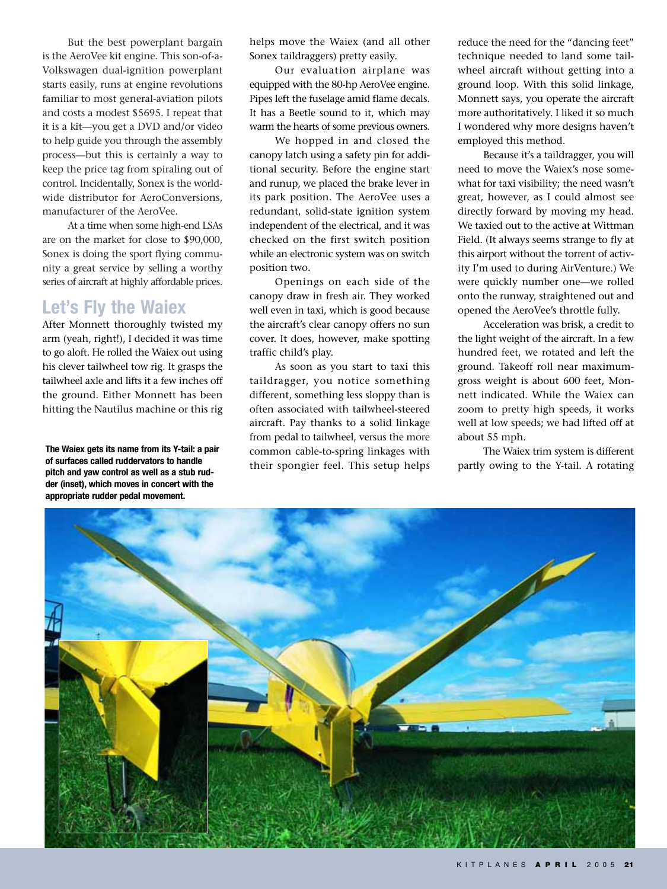But the best powerplant bargain is the AeroVee kit engine. This son-of-a-Volkswagen dual-ignition powerplant starts easily, runs at engine revolutions familiar to most general-aviation pilots and costs a modest $5695. I repeat that it is a kit—you get a DVD and/or video to help guide you through the assembly process—but this is certainly a way to keep the price tag from spiraling out of control. Incidentally, Sonex is the worldwide distributor for AeroConversions, manufacturer of the AeroVee.

At a time when some high-end LSAs are on the market for close to $90,000, Sonex is doing the sport flying community a great service by selling a worthy series of aircraft at highly affordable prices.

## Let's Fly the Waiex

After Monnett thoroughly twisted my arm (yeah, right!), I decided it was time to go aloft. He rolled the Waiex out using his clever tailwheel tow rig. It grasps the tailwheel axle and lifts it a few inches off the ground. Either Monnett has been hitting the Nautilus machine or this rig helps move the Waiex (and all other Sonex taildraggers) pretty easily.

Our evaluation airplane was equipped with the 80-hp AeroVee engine. Pipes left the fuselage amid flame decals. It has a Beetle sound to it, which may warm the hearts of some previous owners.

We hopped in and closed the canopy latch using a safety pin for additional security. Before the engine start and runup, we placed the brake lever in its park position. The AeroVee uses a redundant, solid-state ignition system independent of the electrical, and it was checked on the first switch position while an electronic system was on switch position two.

Openings on each side of the canopy draw in fresh air. They worked well even in taxi, which is good because the aircraft's clear canopy offers no sun cover. It does, however, make spotting traffic child's play.

As soon as you start to taxi this taildragger, you notice something different, something less sloppy than is often associated with tailwheel-steered aircraft. Pay thanks to a solid linkage from pedal to tailwheel, versus the more common cable-to-spring linkages with their spongier feel. This setup helps reduce the need for the "dancing feet" technique needed to land some tailwheel aircraft without getting into a ground loop. With this solid linkage, Monnett says, you operate the aircraft more authoritatively. I liked it so much I wondered why more designs haven't employed this method.

Because it's a taildragger, you will need to move the Waiex's nose somewhat for taxi visibility; the need wasn't great, however, as I could almost see directly forward by moving my head. We taxied out to the active at Wittman Field. (It always seems strange to fly at this airport without the torrent of activity I'm used to during AirVenture.) We were quickly number one—we rolled onto the runway, straightened out and opened the AeroVee's throttle fully.

Acceleration was brisk, a credit to the light weight of the aircraft. In a few hundred feet, we rotated and left the ground. Takeoff roll near maximum-gross weight is about 600 feet, Monnett indicated. While the Waiex can zoom to pretty high speeds, it works well at low speeds; we had lifted off at about 55 mph.

The Waiex trim system is different partly owing to the Y-tail. A rotating

**The Waiex gets its name from its Y-tail: a pair of surfaces called ruddervators to handle pitch and yaw control as well as a stub rudder (inset), which moves in concert with the appropriate rudder pedal movement.**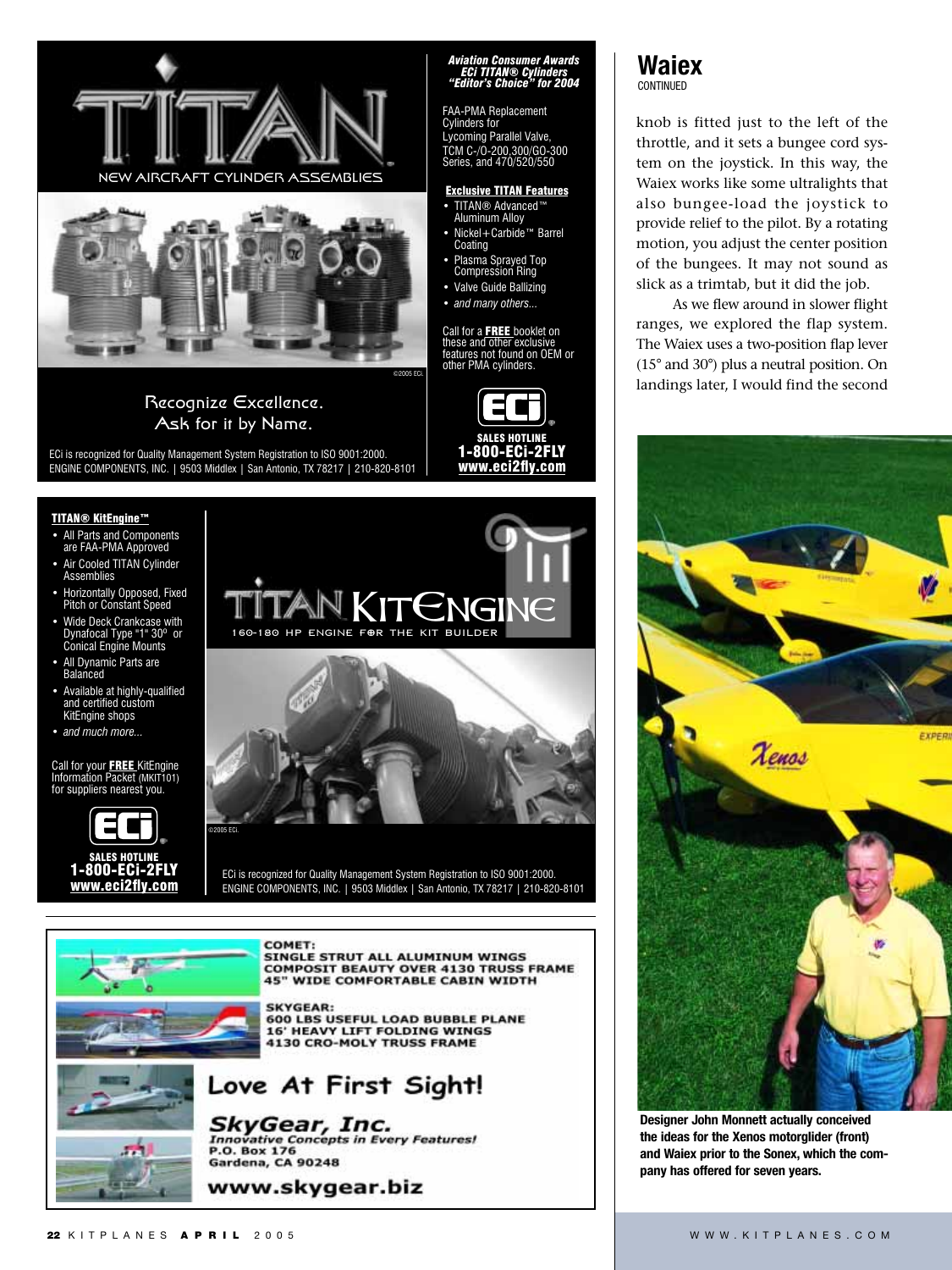# TITAN

NEW AIRCRAFT CYLINDER ASSEMBLIES

©2005 ECi

Recognize Excellence.
Ask for it by Name.

ECi is recognized for Quality Management System Registration to ISO 9001:2000.
ENGINE COMPONENTS, INC. | 9503 Middlex | San Antonio, TX 78217 | 210-820-8101

***Aviation Consumer Awards ECi TITAN® Cylinders "Editor's Choice" for 2004***

FAA-PMA Replacement Cylinders for Lycoming Parallel Valve, TCM C-/O-200,300/GO-300 Series, and 470/520/550

**Exclusive TITAN Features**

- TITAN® Advanced™ Aluminum Alloy
- Nickel+Carbide™ Barrel Coating
- Plasma Sprayed Top Compression Ring
- Valve Guide Ballizing
- *and many others...*

Call for a **FREE** booklet on these and other exclusive features not found on OEM or other PMA cylinders.

ECi
SALES HOTLINE
**1-800-ECi-2FLY**
**www.eci2fly.com**

**TITAN® KitEngine™**

- All Parts and Components are FAA-PMA Approved
- Air Cooled TITAN Cylinder Assemblies
- Horizontally Opposed, Fixed Pitch or Constant Speed
- Wide Deck Crankcase with Dynafocal Type "1" 30° or Conical Engine Mounts
- All Dynamic Parts are Balanced
- Available at highly-qualified and certified custom KitEngine shops
- *and much more...*

Call for your **FREE** KitEngine Information Packet (MKIT101) for suppliers nearest you.

ECi
SALES HOTLINE
**1-800-ECi-2FLY**
**www.eci2fly.com**

# TITAN KITENGINE

160-180 HP ENGINE FOR THE KIT BUILDER

©2005 ECi.

ECi is recognized for Quality Management System Registration to ISO 9001:2000.
ENGINE COMPONENTS, INC. | 9503 Middlex | San Antonio, TX 78217 | 210-820-8101

**COMET:**
**SINGLE STRUT ALL ALUMINUM WINGS**
**COMPOSIT BEAUTY OVER 4130 TRUSS FRAME**
**45" WIDE COMFORTABLE CABIN WIDTH**

**SKYGEAR:**
**600 LBS USEFUL LOAD BUBBLE PLANE**
**16' HEAVY LIFT FOLDING WINGS**
**4130 CRO-MOLY TRUSS FRAME**

**Love At First Sight!**

***SkyGear, Inc.***
***Innovative Concepts in Every Features!***
**P.O. Box 176**
**Gardena, CA 90248**

**www.skygear.biz**

## Waiex

CONTINUED

knob is fitted just to the left of the throttle, and it sets a bungee cord system on the joystick. In this way, the Waiex works like some ultralights that also bungee-load the joystick to provide relief to the pilot. By a rotating motion, you adjust the center position of the bungees. It may not sound as slick as a trimtab, but it did the job.

As we flew around in slower flight ranges, we explored the flap system. The Waiex uses a two-position flap lever (15° and 30°) plus a neutral position. On landings later, I would find the second

**Designer John Monnett actually conceived the ideas for the Xenos motorglider (front) and Waiex prior to the Sonex, which the company has offered for seven years.**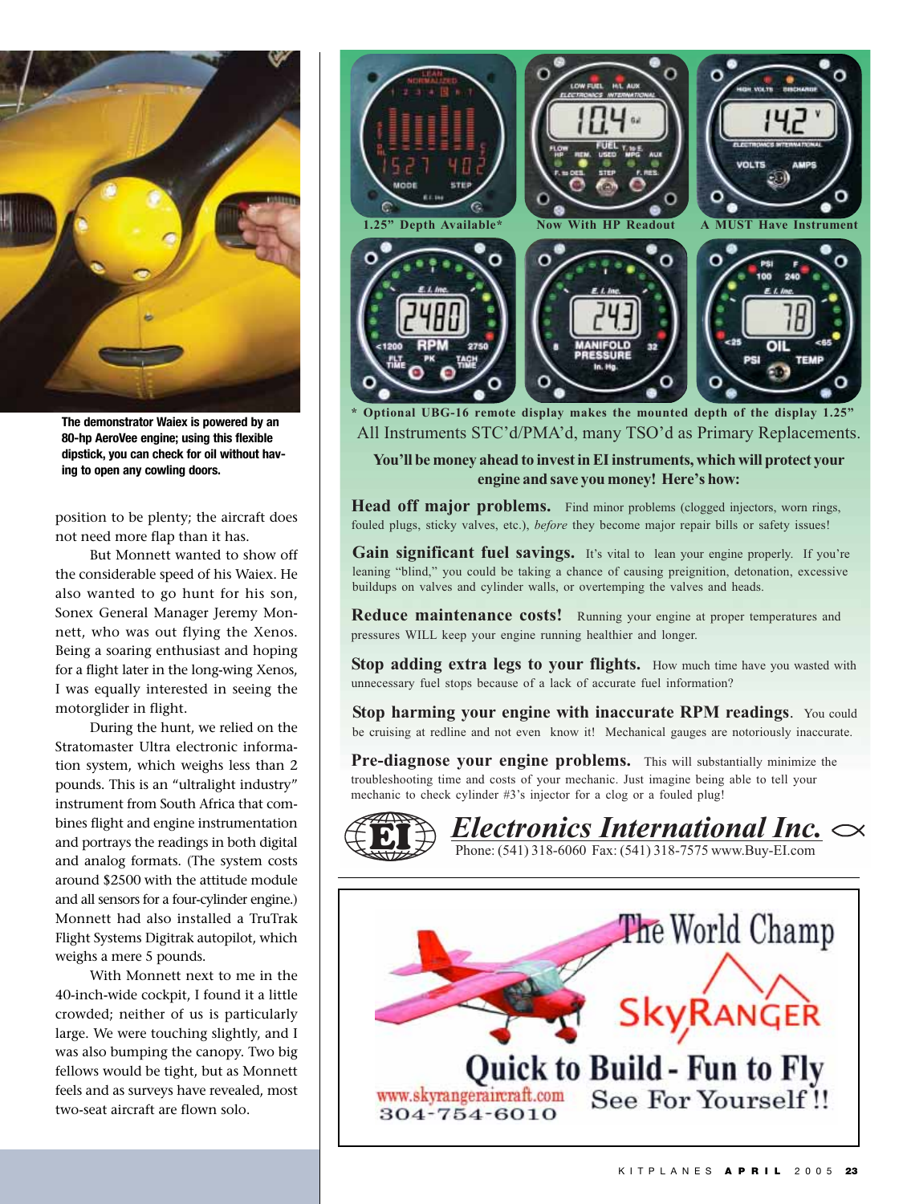The demonstrator Waiex is powered by an 80-hp AeroVee engine; using this flexible dipstick, you can check for oil without having to open any cowling doors.

position to be plenty; the aircraft does not need more flap than it has.

But Monnett wanted to show off the considerable speed of his Waiex. He also wanted to go hunt for his son, Sonex General Manager Jeremy Monnett, who was out flying the Xenos. Being a soaring enthusiast and hoping for a flight later in the long-wing Xenos, I was equally interested in seeing the motorglider in flight.

During the hunt, we relied on the Stratomaster Ultra electronic information system, which weighs less than 2 pounds. This is an "ultralight industry" instrument from South Africa that combines flight and engine instrumentation and portrays the readings in both digital and analog formats. (The system costs around $2500 with the attitude module and all sensors for a four-cylinder engine.) Monnett had also installed a TruTrak Flight Systems Digitrak autopilot, which weighs a mere 5 pounds.

With Monnett next to me in the 40-inch-wide cockpit, I found it a little crowded; neither of us is particularly large. We were touching slightly, and I was also bumping the canopy. Two big fellows would be tight, but as Monnett feels and as surveys have revealed, most two-seat aircraft are flown solo.

1.25" Depth Available* — Now With HP Readout — A MUST Have Instrument

**\* Optional UBG-16 remote display makes the mounted depth of the display 1.25"**

All Instruments STC'd/PMA'd, many TSO'd as Primary Replacements.

**You'll be money ahead to invest in EI instruments, which will protect your engine and save you money! Here's how:**

**Head off major problems.** Find minor problems (clogged injectors, worn rings, fouled plugs, sticky valves, etc.), *before* they become major repair bills or safety issues!

**Gain significant fuel savings.** It's vital to lean your engine properly. If you're leaning "blind," you could be taking a chance of causing preignition, detonation, excessive buildups on valves and cylinder walls, or overtemping the valves and heads.

**Reduce maintenance costs!** Running your engine at proper temperatures and pressures WILL keep your engine running healthier and longer.

**Stop adding extra legs to your flights.** How much time have you wasted with unnecessary fuel stops because of a lack of accurate fuel information?

**Stop harming your engine with inaccurate RPM readings**. You could be cruising at redline and not even know it! Mechanical gauges are notoriously inaccurate.

**Pre-diagnose your engine problems.** This will substantially minimize the troubleshooting time and costs of your mechanic. Just imagine being able to tell your mechanic to check cylinder #3's injector for a clog or a fouled plug!

***Electronics International Inc.***
Phone: (541) 318-6060 Fax: (541) 318-7575 www.Buy-EI.com

The World Champ
SkyRANGER
Quick to Build - Fun to Fly
See For Yourself !!
www.skyrangeraircraft.com
304-754-6010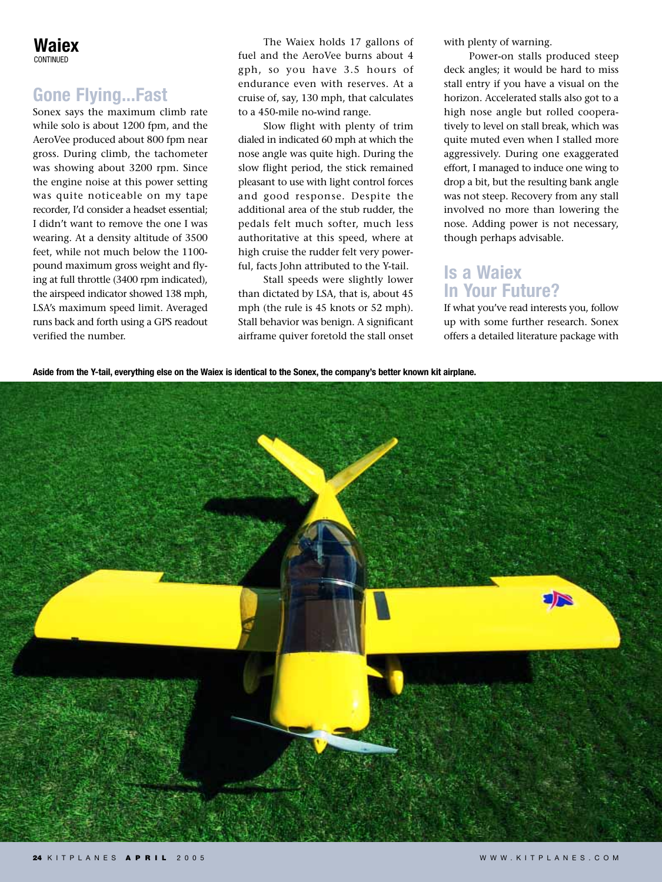## Waiex

CONTINUED

## Gone Flying...Fast

Sonex says the maximum climb rate while solo is about 1200 fpm, and the AeroVee produced about 800 fpm near gross. During climb, the tachometer was showing about 3200 rpm. Since the engine noise at this power setting was quite noticeable on my tape recorder, I'd consider a headset essential; I didn't want to remove the one I was wearing. At a density altitude of 3500 feet, while not much below the 1100-pound maximum gross weight and flying at full throttle (3400 rpm indicated), the airspeed indicator showed 138 mph, LSA's maximum speed limit. Averaged runs back and forth using a GPS readout verified the number.

The Waiex holds 17 gallons of fuel and the AeroVee burns about 4 gph, so you have 3.5 hours of endurance even with reserves. At a cruise of, say, 130 mph, that calculates to a 450-mile no-wind range.

Slow flight with plenty of trim dialed in indicated 60 mph at which the nose angle was quite high. During the slow flight period, the stick remained pleasant to use with light control forces and good response. Despite the additional area of the stub rudder, the pedals felt much softer, much less authoritative at this speed, where at high cruise the rudder felt very powerful, facts John attributed to the Y-tail.

Stall speeds were slightly lower than dictated by LSA, that is, about 45 mph (the rule is 45 knots or 52 mph). Stall behavior was benign. A significant airframe quiver foretold the stall onset with plenty of warning.

Power-on stalls produced steep deck angles; it would be hard to miss stall entry if you have a visual on the horizon. Accelerated stalls also got to a high nose angle but rolled cooperatively to level on stall break, which was quite muted even when I stalled more aggressively. During one exaggerated effort, I managed to induce one wing to drop a bit, but the resulting bank angle was not steep. Recovery from any stall involved no more than lowering the nose. Adding power is not necessary, though perhaps advisable.

## Is a Waiex In Your Future?

If what you've read interests you, follow up with some further research. Sonex offers a detailed literature package with

**Aside from the Y-tail, everything else on the Waiex is identical to the Sonex, the company's better known kit airplane.**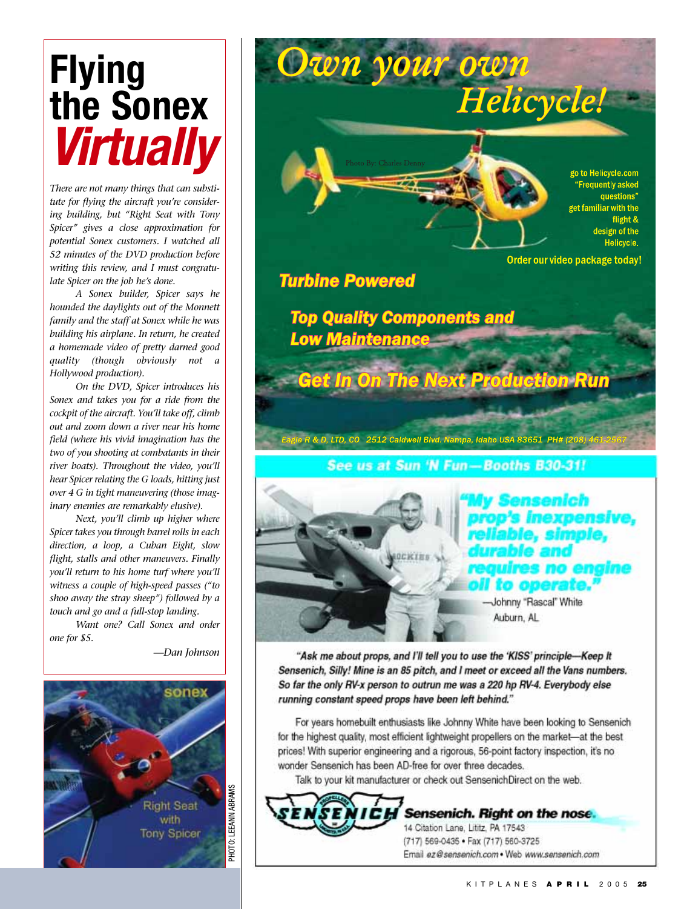# Flying the Sonex *Virtually*

*There are not many things that can substitute for flying the aircraft you're considering building, but "Right Seat with Tony Spicer" gives a close approximation for potential Sonex customers. I watched all 52 minutes of the DVD production before writing this review, and I must congratulate Spicer on the job he's done.*

*A Sonex builder, Spicer says he hounded the daylights out of the Monnett family and the staff at Sonex while he was building his airplane. In return, he created a homemade video of pretty darned good quality (though obviously not a Hollywood production).*

*On the DVD, Spicer introduces his Sonex and takes you for a ride from the cockpit of the aircraft. You'll take off, climb out and zoom down a river near his home field (where his vivid imagination has the two of you shooting at combatants in their river boats). Throughout the video, you'll hear Spicer relating the G loads, hitting just over 4 G in tight maneuvering (those imaginary enemies are remarkably elusive).*

*Next, you'll climb up higher where Spicer takes you through barrel rolls in each direction, a loop, a Cuban Eight, slow flight, stalls and other maneuvers. Finally you'll return to his home turf where you'll witness a couple of high-speed passes ("to shoo away the stray sheep") followed by a touch and go and a full-stop landing.*

*Want one? Call Sonex and order one for $5.*

*—Dan Johnson*

sonex

Right Seat with Tony Spicer

PHOTO: LEEANN ABRAMS

---

## Own your own Helicycle!

Photo By: Charles Denny

go to Helicycle.com "Frequently asked questions" get familiar with the flight & design of the Helicycle.

Order our video package today!

**Turbine Powered**

**Top Quality Components and Low Maintenance**

**Get In On The Next Production Run**

Eagle R & D, LTD, CO 2512 Caldwell Blvd. Nampa, Idaho USA 83651 PH# (208) 461-2567

---

**See us at Sun 'N Fun—Booths B30-31!**

**"My Sensenich prop's inexpensive, reliable, simple, durable and requires no engine oil to operate."**

—Johnny "Rascal" White
Auburn, AL

*"Ask me about props, and I'll tell you to use the 'KISS' principle—Keep It Sensenich, Silly! Mine is an 85 pitch, and I meet or exceed all the Vans numbers. So far the only RV-x person to outrun me was a 220 hp RV-4. Everybody else running constant speed props have been left behind."*

For years homebuilt enthusiasts like Johnny White have been looking to Sensenich for the highest quality, most efficient lightweight propellers on the market—at the best prices! With superior engineering and a rigorous, 56-point factory inspection, it's no wonder Sensenich has been AD-free for over three decades.

Talk to your kit manufacturer or check out SensenichDirect on the web.

**SENSENICH** *Sensenich. Right on the nose.*

14 Citation Lane, Lititz, PA 17543
(717) 569-0435 • Fax (717) 560-3725
Email *ez@sensenich.com* • Web *www.sensenich.com*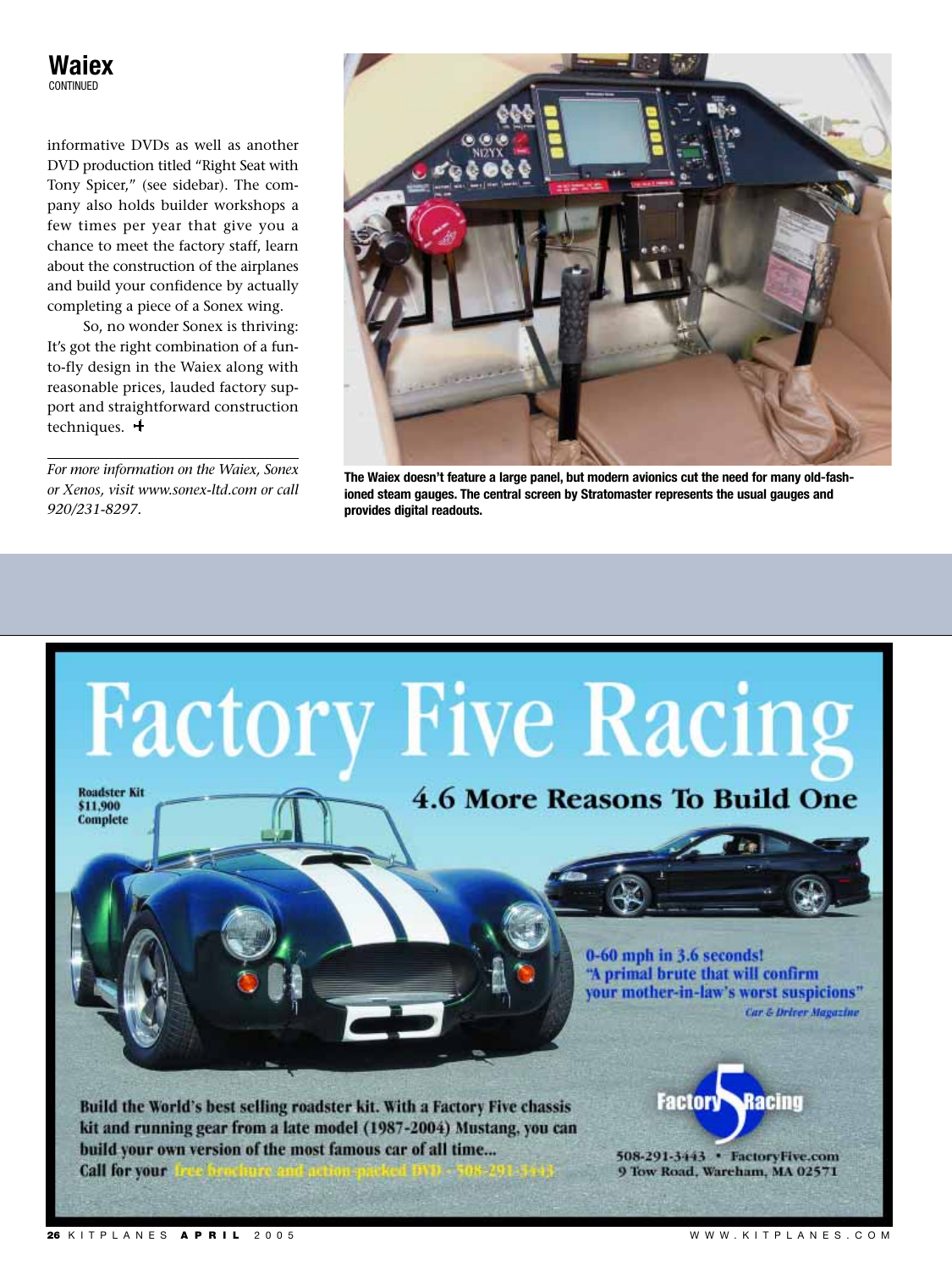## Waiex

CONTINUED

informative DVDs as well as another DVD production titled "Right Seat with Tony Spicer," (see sidebar). The company also holds builder workshops a few times per year that give you a chance to meet the factory staff, learn about the construction of the airplanes and build your confidence by actually completing a piece of a Sonex wing.

So, no wonder Sonex is thriving: It's got the right combination of a fun-to-fly design in the Waiex along with reasonable prices, lauded factory support and straightforward construction techniques. +

*For more information on the Waiex, Sonex or Xenos, visit www.sonex-ltd.com or call 920/231-8297.*

**The Waiex doesn't feature a large panel, but modern avionics cut the need for many old-fashioned steam gauges. The central screen by Stratomaster represents the usual gauges and provides digital readouts.**

# Factory Five Racing

**Roadster Kit $11,900 Complete**

**4.6 More Reasons To Build One**

**0-60 mph in 3.6 seconds!**
**"A primal brute that will confirm your mother-in-law's worst suspicions"**
*Car & Driver Magazine*

**Build the World's best selling roadster kit. With a Factory Five chassis kit and running gear from a late model (1987-2004) Mustang, you can build your own version of the most famous car of all time...**
**Call for your free brochure and action-packed DVD - 508-291-3443**

Factory 5 Racing

508-291-3443 • FactoryFive.com
9 Tow Road, Wareham, MA 02571